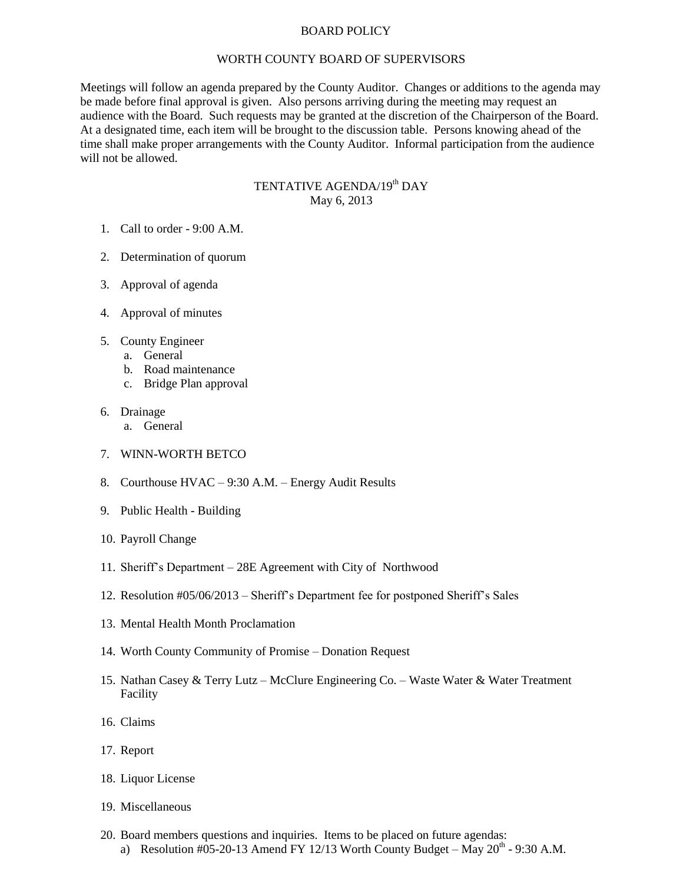# BOARD POLICY

## WORTH COUNTY BOARD OF SUPERVISORS

Meetings will follow an agenda prepared by the County Auditor. Changes or additions to the agenda may be made before final approval is given. Also persons arriving during the meeting may request an audience with the Board. Such requests may be granted at the discretion of the Chairperson of the Board. At a designated time, each item will be brought to the discussion table. Persons knowing ahead of the time shall make proper arrangements with the County Auditor. Informal participation from the audience will not be allowed.

## TENTATIVE AGENDA/19th DAY
May 6, 2013

1. Call to order - 9:00 A.M.

2. Determination of quorum

3. Approval of agenda

4. Approval of minutes

5. County Engineer
   a. General
   b. Road maintenance
   c. Bridge Plan approval

6. Drainage
   a. General

7. WINN-WORTH BETCO

8. Courthouse HVAC – 9:30 A.M. – Energy Audit Results

9. Public Health - Building

10. Payroll Change

11. Sheriff's Department – 28E Agreement with City of Northwood

12. Resolution #05/06/2013 – Sheriff's Department fee for postponed Sheriff's Sales

13. Mental Health Month Proclamation

14. Worth County Community of Promise – Donation Request

15. Nathan Casey & Terry Lutz – McClure Engineering Co. – Waste Water & Water Treatment Facility

16. Claims

17. Report

18. Liquor License

19. Miscellaneous

20. Board members questions and inquiries. Items to be placed on future agendas:
    a) Resolution #05-20-13 Amend FY 12/13 Worth County Budget – May 20th - 9:30 A.M.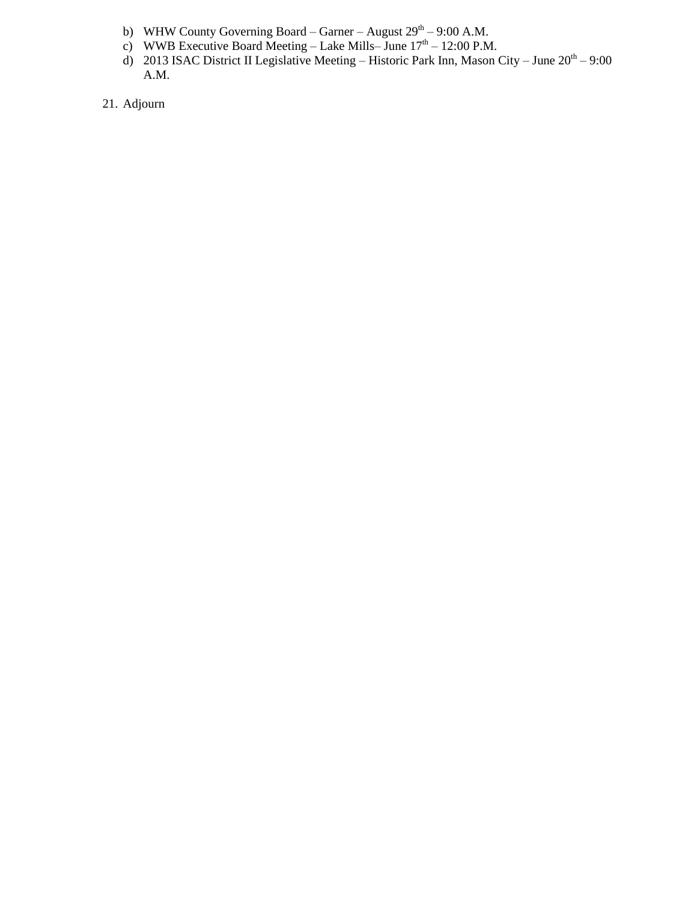b) WHW County Governing Board – Garner – August 29th – 9:00 A.M.
c) WWB Executive Board Meeting – Lake Mills– June 17th – 12:00 P.M.
d) 2013 ISAC District II Legislative Meeting – Historic Park Inn, Mason City – June 20th – 9:00 A.M.

21. Adjourn